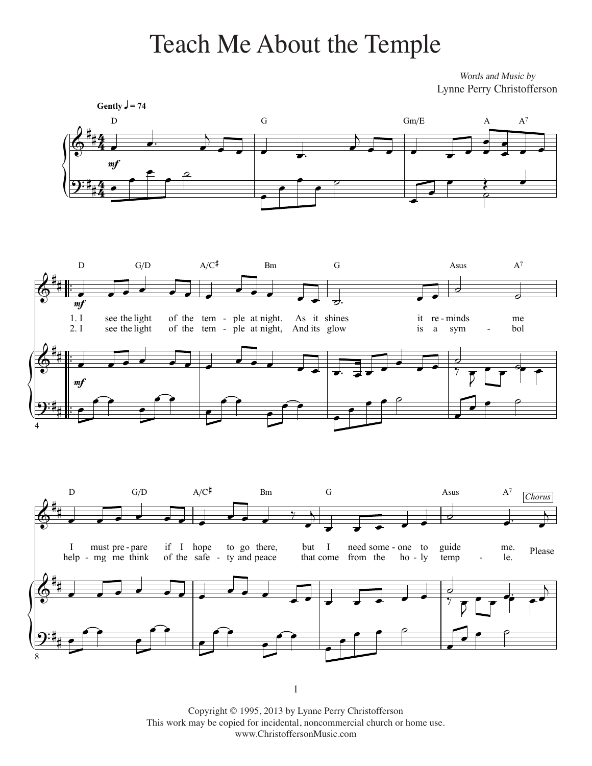# Teach Me About the Temple

*Words and Music by*
Lynne Perry Christofferson

**Gently** ♩ = 74

1. I see the light of the tem - ple at night. As it shines it re - minds me
I must pre - pare if I hope to go there, but I need some - one to guide me.

2. I see the light of the tem - ple at night, And its glow is a sym - bol
help - mg me think of the safe - ty and peace that come from the ho - ly temp - le.

Chorus: Please

Copyright © 1995, 2013 by Lynne Perry Christofferson
This work may be copied for incidental, noncommercial church or home use.
www.ChristoffersonMusic.com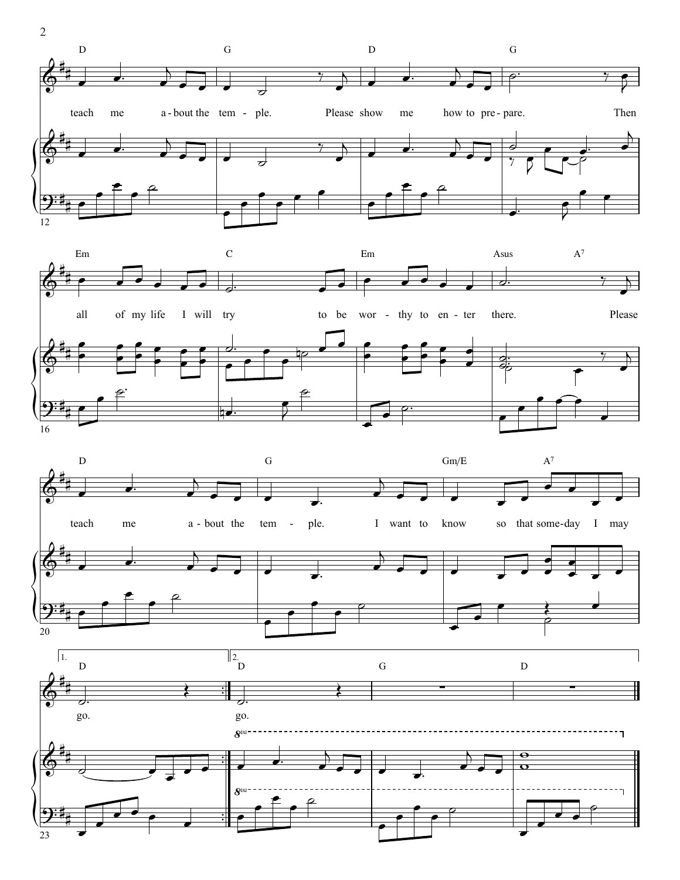D G D G

teach me a - bout the tem - ple. Please show me how to pre - pare. Then

Em C Em Asus A7

all of my life I will try to be wor - thy to en - ter there. Please

D G Gm/E A7

teach me a - bout the tem - ple. I want to know so that some-day I may

1. D 2. D G D

go. go.